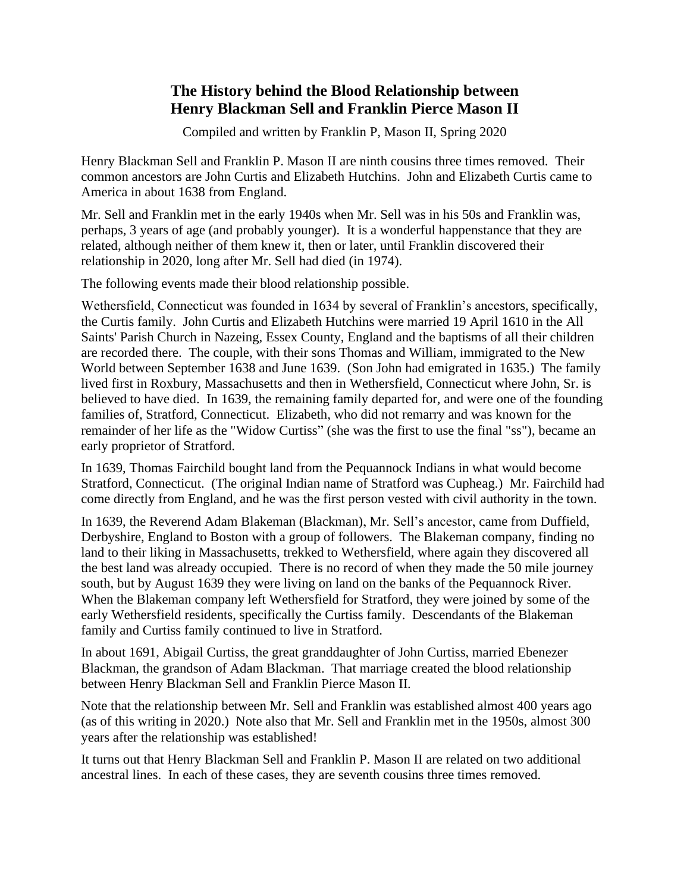# The History behind the Blood Relationship between Henry Blackman Sell and Franklin Pierce Mason II

Compiled and written by Franklin P, Mason II, Spring 2020

Henry Blackman Sell and Franklin P. Mason II are ninth cousins three times removed. Their common ancestors are John Curtis and Elizabeth Hutchins. John and Elizabeth Curtis came to America in about 1638 from England.

Mr. Sell and Franklin met in the early 1940s when Mr. Sell was in his 50s and Franklin was, perhaps, 3 years of age (and probably younger). It is a wonderful happenstance that they are related, although neither of them knew it, then or later, until Franklin discovered their relationship in 2020, long after Mr. Sell had died (in 1974).

The following events made their blood relationship possible.

Wethersfield, Connecticut was founded in 1634 by several of Franklin's ancestors, specifically, the Curtis family. John Curtis and Elizabeth Hutchins were married 19 April 1610 in the All Saints' Parish Church in Nazeing, Essex County, England and the baptisms of all their children are recorded there. The couple, with their sons Thomas and William, immigrated to the New World between September 1638 and June 1639. (Son John had emigrated in 1635.) The family lived first in Roxbury, Massachusetts and then in Wethersfield, Connecticut where John, Sr. is believed to have died. In 1639, the remaining family departed for, and were one of the founding families of, Stratford, Connecticut. Elizabeth, who did not remarry and was known for the remainder of her life as the "Widow Curtiss" (she was the first to use the final "ss"), became an early proprietor of Stratford.

In 1639, Thomas Fairchild bought land from the Pequannock Indians in what would become Stratford, Connecticut. (The original Indian name of Stratford was Cupheag.) Mr. Fairchild had come directly from England, and he was the first person vested with civil authority in the town.

In 1639, the Reverend Adam Blakeman (Blackman), Mr. Sell's ancestor, came from Duffield, Derbyshire, England to Boston with a group of followers. The Blakeman company, finding no land to their liking in Massachusetts, trekked to Wethersfield, where again they discovered all the best land was already occupied. There is no record of when they made the 50 mile journey south, but by August 1639 they were living on land on the banks of the Pequannock River. When the Blakeman company left Wethersfield for Stratford, they were joined by some of the early Wethersfield residents, specifically the Curtiss family. Descendants of the Blakeman family and Curtiss family continued to live in Stratford.

In about 1691, Abigail Curtiss, the great granddaughter of John Curtiss, married Ebenezer Blackman, the grandson of Adam Blackman. That marriage created the blood relationship between Henry Blackman Sell and Franklin Pierce Mason II.

Note that the relationship between Mr. Sell and Franklin was established almost 400 years ago (as of this writing in 2020.) Note also that Mr. Sell and Franklin met in the 1950s, almost 300 years after the relationship was established!

It turns out that Henry Blackman Sell and Franklin P. Mason II are related on two additional ancestral lines. In each of these cases, they are seventh cousins three times removed.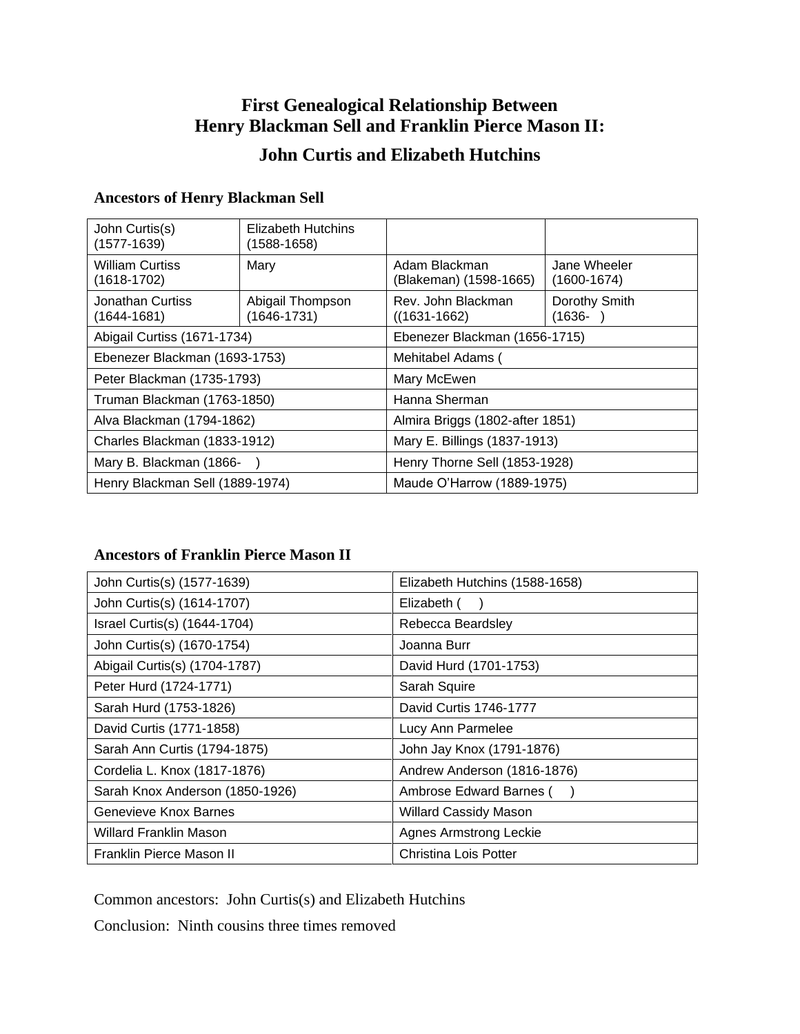# First Genealogical Relationship Between Henry Blackman Sell and Franklin Pierce Mason II:

## John Curtis and Elizabeth Hutchins

### Ancestors of Henry Blackman Sell

| | | | |
|---|---|---|---|
| John Curtis(s) (1577-1639) | Elizabeth Hutchins (1588-1658) | | |
| William Curtiss (1618-1702) | Mary | Adam Blackman (Blakeman) (1598-1665) | Jane Wheeler (1600-1674) |
| Jonathan Curtiss (1644-1681) | Abigail Thompson (1646-1731) | Rev. John Blackman ((1631-1662) | Dorothy Smith (1636- ) |
| Abigail Curtiss (1671-1734) | | Ebenezer Blackman (1656-1715) | |
| Ebenezer Blackman (1693-1753) | | Mehitabel Adams ( | |
| Peter Blackman (1735-1793) | | Mary McEwen | |
| Truman Blackman (1763-1850) | | Hanna Sherman | |
| Alva Blackman (1794-1862) | | Almira Briggs (1802-after 1851) | |
| Charles Blackman (1833-1912) | | Mary E. Billings (1837-1913) | |
| Mary B. Blackman (1866- ) | | Henry Thorne Sell (1853-1928) | |
| Henry Blackman Sell (1889-1974) | | Maude O'Harrow (1889-1975) | |

### Ancestors of Franklin Pierce Mason II

| | |
|---|---|
| John Curtis(s) (1577-1639) | Elizabeth Hutchins (1588-1658) |
| John Curtis(s) (1614-1707) | Elizabeth ( ) |
| Israel Curtis(s) (1644-1704) | Rebecca Beardsley |
| John Curtis(s) (1670-1754) | Joanna Burr |
| Abigail Curtis(s) (1704-1787) | David Hurd (1701-1753) |
| Peter Hurd (1724-1771) | Sarah Squire |
| Sarah Hurd (1753-1826) | David Curtis 1746-1777 |
| David Curtis (1771-1858) | Lucy Ann Parmelee |
| Sarah Ann Curtis (1794-1875) | John Jay Knox (1791-1876) |
| Cordelia L. Knox (1817-1876) | Andrew Anderson (1816-1876) |
| Sarah Knox Anderson (1850-1926) | Ambrose Edward Barnes ( ) |
| Genevieve Knox Barnes | Willard Cassidy Mason |
| Willard Franklin Mason | Agnes Armstrong Leckie |
| Franklin Pierce Mason II | Christina Lois Potter |

Common ancestors: John Curtis(s) and Elizabeth Hutchins

Conclusion: Ninth cousins three times removed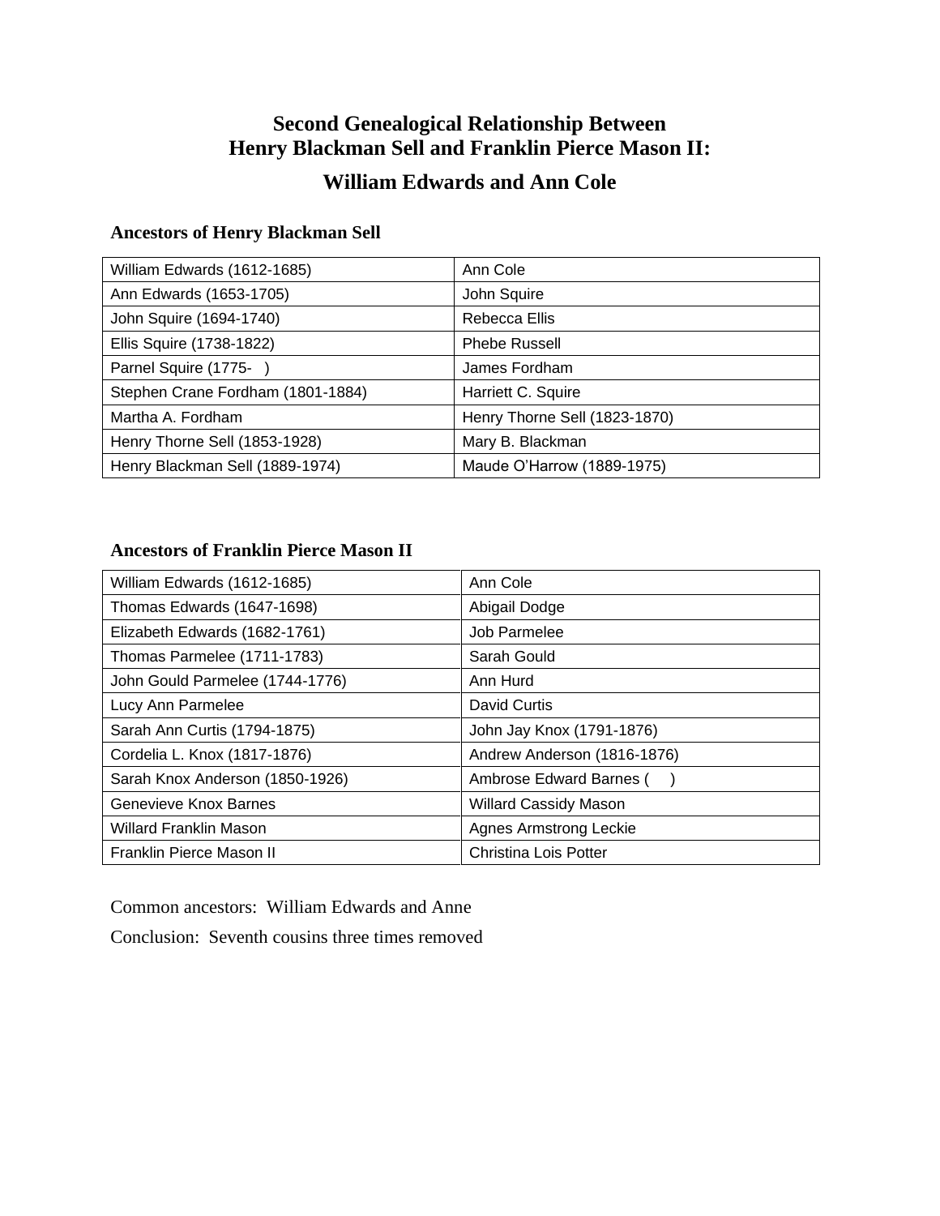# Second Genealogical Relationship Between Henry Blackman Sell and Franklin Pierce Mason II:

## William Edwards and Ann Cole

### Ancestors of Henry Blackman Sell

| | |
|---|---|
| William Edwards (1612-1685) | Ann Cole |
| Ann Edwards (1653-1705) | John Squire |
| John Squire (1694-1740) | Rebecca Ellis |
| Ellis Squire (1738-1822) | Phebe Russell |
| Parnel Squire (1775-   ) | James Fordham |
| Stephen Crane Fordham (1801-1884) | Harriett C. Squire |
| Martha A. Fordham | Henry Thorne Sell (1823-1870) |
| Henry Thorne Sell (1853-1928) | Mary B. Blackman |
| Henry Blackman Sell (1889-1974) | Maude O'Harrow (1889-1975) |

### Ancestors of Franklin Pierce Mason II

| | |
|---|---|
| William Edwards (1612-1685) | Ann Cole |
| Thomas Edwards (1647-1698) | Abigail Dodge |
| Elizabeth Edwards (1682-1761) | Job Parmelee |
| Thomas Parmelee (1711-1783) | Sarah Gould |
| John Gould Parmelee (1744-1776) | Ann Hurd |
| Lucy Ann Parmelee | David Curtis |
| Sarah Ann Curtis (1794-1875) | John Jay Knox (1791-1876) |
| Cordelia L. Knox (1817-1876) | Andrew Anderson (1816-1876) |
| Sarah Knox Anderson (1850-1926) | Ambrose Edward Barnes (     ) |
| Genevieve Knox Barnes | Willard Cassidy Mason |
| Willard Franklin Mason | Agnes Armstrong Leckie |
| Franklin Pierce Mason II | Christina Lois Potter |

Common ancestors: William Edwards and Anne

Conclusion: Seventh cousins three times removed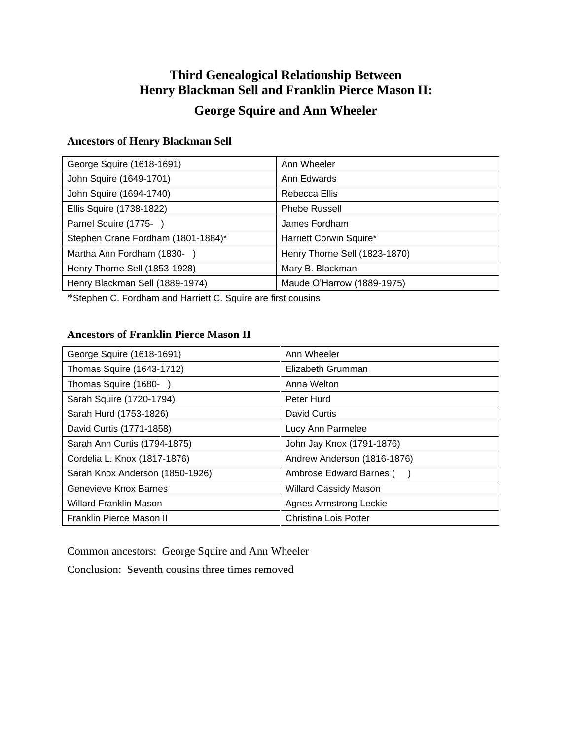# Third Genealogical Relationship Between Henry Blackman Sell and Franklin Pierce Mason II:

## George Squire and Ann Wheeler

### Ancestors of Henry Blackman Sell

| | |
|---|---|
| George Squire (1618-1691) | Ann Wheeler |
| John Squire (1649-1701) | Ann Edwards |
| John Squire (1694-1740) | Rebecca Ellis |
| Ellis Squire (1738-1822) | Phebe Russell |
| Parnel Squire (1775- ) | James Fordham |
| Stephen Crane Fordham (1801-1884)* | Harriett Corwin Squire* |
| Martha Ann Fordham (1830- ) | Henry Thorne Sell (1823-1870) |
| Henry Thorne Sell (1853-1928) | Mary B. Blackman |
| Henry Blackman Sell (1889-1974) | Maude O'Harrow (1889-1975) |

*Stephen C. Fordham and Harriett C. Squire are first cousins

### Ancestors of Franklin Pierce Mason II

| | |
|---|---|
| George Squire (1618-1691) | Ann Wheeler |
| Thomas Squire (1643-1712) | Elizabeth Grumman |
| Thomas Squire (1680- ) | Anna Welton |
| Sarah Squire (1720-1794) | Peter Hurd |
| Sarah Hurd (1753-1826) | David Curtis |
| David Curtis (1771-1858) | Lucy Ann Parmelee |
| Sarah Ann Curtis (1794-1875) | John Jay Knox (1791-1876) |
| Cordelia L. Knox (1817-1876) | Andrew Anderson (1816-1876) |
| Sarah Knox Anderson (1850-1926) | Ambrose Edward Barnes ( ) |
| Genevieve Knox Barnes | Willard Cassidy Mason |
| Willard Franklin Mason | Agnes Armstrong Leckie |
| Franklin Pierce Mason II | Christina Lois Potter |

Common ancestors: George Squire and Ann Wheeler

Conclusion: Seventh cousins three times removed